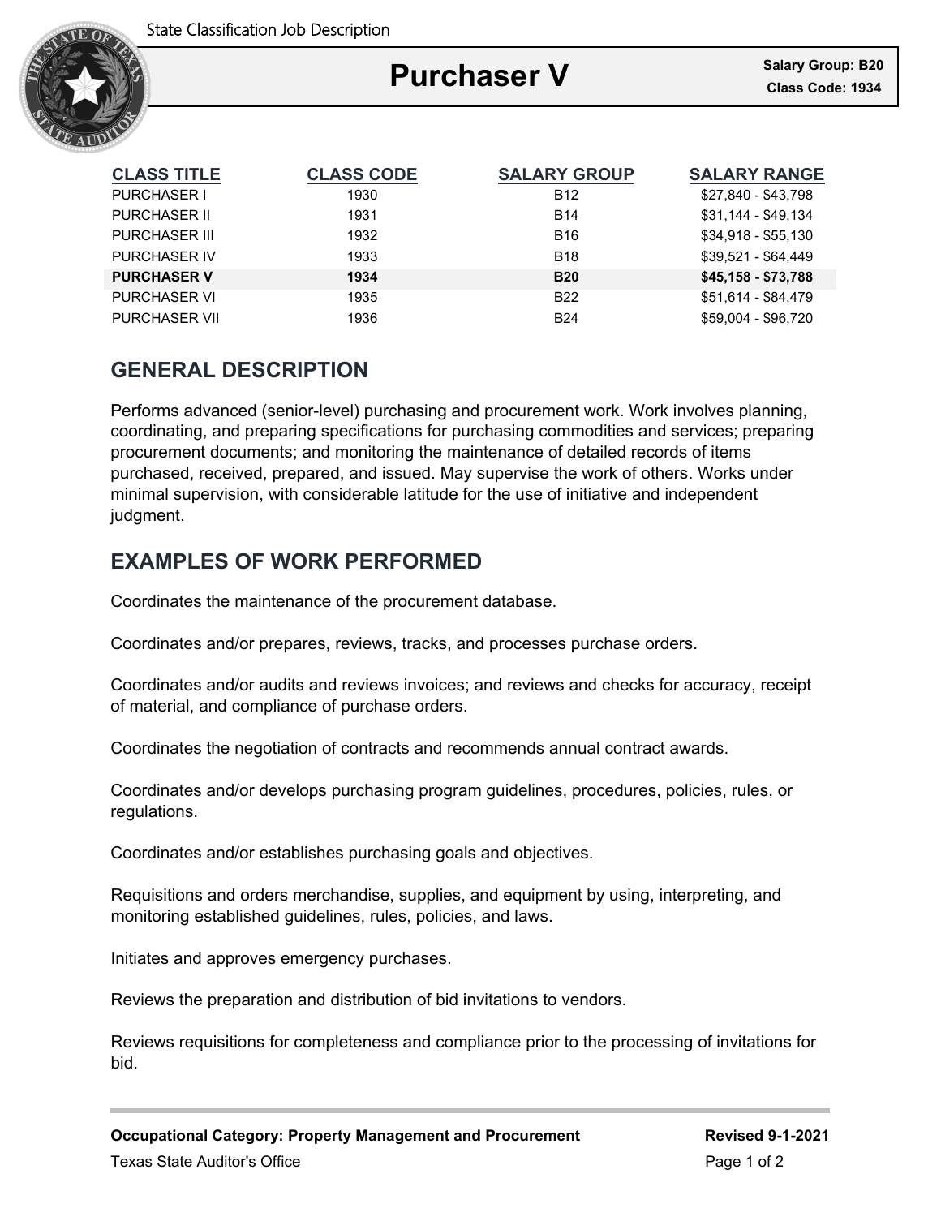State Classification Job Description

# Purchaser V

**Salary Group: B20**
**Class Code: 1934**

| CLASS TITLE | CLASS CODE | SALARY GROUP | SALARY RANGE |
| --- | --- | --- | --- |
| PURCHASER I | 1930 | B12 | $27,840 - $43,798 |
| PURCHASER II | 1931 | B14 | $31,144 - $49,134 |
| PURCHASER III | 1932 | B16 | $34,918 - $55,130 |
| PURCHASER IV | 1933 | B18 | $39,521 - $64,449 |
| **PURCHASER V** | **1934** | **B20** | **$45,158 - $73,788** |
| PURCHASER VI | 1935 | B22 | $51,614 - $84,479 |
| PURCHASER VII | 1936 | B24 | $59,004 - $96,720 |

## GENERAL DESCRIPTION

Performs advanced (senior-level) purchasing and procurement work. Work involves planning, coordinating, and preparing specifications for purchasing commodities and services; preparing procurement documents; and monitoring the maintenance of detailed records of items purchased, received, prepared, and issued. May supervise the work of others. Works under minimal supervision, with considerable latitude for the use of initiative and independent judgment.

## EXAMPLES OF WORK PERFORMED

Coordinates the maintenance of the procurement database.

Coordinates and/or prepares, reviews, tracks, and processes purchase orders.

Coordinates and/or audits and reviews invoices; and reviews and checks for accuracy, receipt of material, and compliance of purchase orders.

Coordinates the negotiation of contracts and recommends annual contract awards.

Coordinates and/or develops purchasing program guidelines, procedures, policies, rules, or regulations.

Coordinates and/or establishes purchasing goals and objectives.

Requisitions and orders merchandise, supplies, and equipment by using, interpreting, and monitoring established guidelines, rules, policies, and laws.

Initiates and approves emergency purchases.

Reviews the preparation and distribution of bid invitations to vendors.

Reviews requisitions for completeness and compliance prior to the processing of invitations for bid.

**Occupational Category: Property Management and Procurement** **Revised 9-1-2021**

Texas State Auditor's Office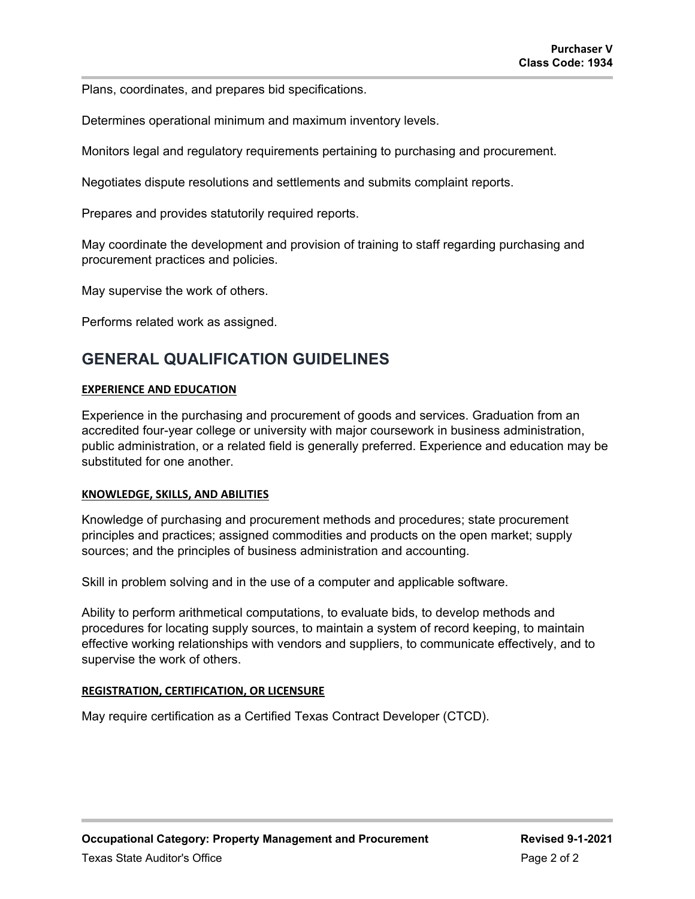Plans, coordinates, and prepares bid specifications.

Determines operational minimum and maximum inventory levels.

Monitors legal and regulatory requirements pertaining to purchasing and procurement.

Negotiates dispute resolutions and settlements and submits complaint reports.

Prepares and provides statutorily required reports.

May coordinate the development and provision of training to staff regarding purchasing and procurement practices and policies.

May supervise the work of others.

Performs related work as assigned.

## GENERAL QUALIFICATION GUIDELINES

### EXPERIENCE AND EDUCATION

Experience in the purchasing and procurement of goods and services. Graduation from an accredited four-year college or university with major coursework in business administration, public administration, or a related field is generally preferred. Experience and education may be substituted for one another.

### KNOWLEDGE, SKILLS, AND ABILITIES

Knowledge of purchasing and procurement methods and procedures; state procurement principles and practices; assigned commodities and products on the open market; supply sources; and the principles of business administration and accounting.

Skill in problem solving and in the use of a computer and applicable software.

Ability to perform arithmetical computations, to evaluate bids, to develop methods and procedures for locating supply sources, to maintain a system of record keeping, to maintain effective working relationships with vendors and suppliers, to communicate effectively, and to supervise the work of others.

### REGISTRATION, CERTIFICATION, OR LICENSURE

May require certification as a Certified Texas Contract Developer (CTCD).